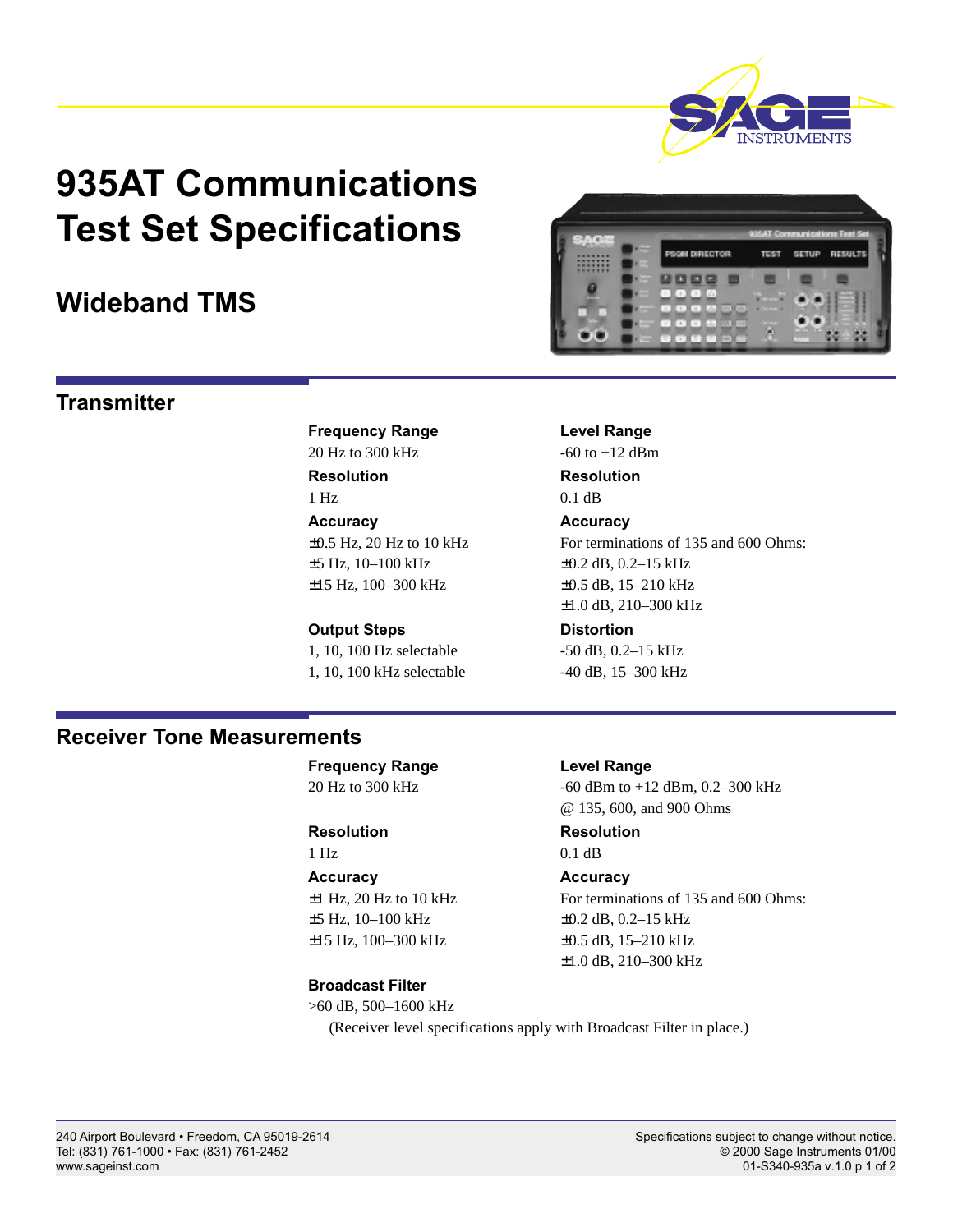# 935AT Communications Test Set Specifications

## Wideband TMS

## Transmitter

**Frequency Range**
20 Hz to 300 kHz

**Resolution**
1 Hz

**Accuracy**
±0.5 Hz, 20 Hz to 10 kHz
±5 Hz, 10–100 kHz
±15 Hz, 100–300 kHz

**Output Steps**
1, 10, 100 Hz selectable
1, 10, 100 kHz selectable

**Level Range**
-60 to +12 dBm

**Resolution**
0.1 dB

**Accuracy**
For terminations of 135 and 600 Ohms:
±0.2 dB, 0.2–15 kHz
±0.5 dB, 15–210 kHz
±1.0 dB, 210–300 kHz

**Distortion**
-50 dB, 0.2–15 kHz
-40 dB, 15–300 kHz

## Receiver Tone Measurements

**Frequency Range**
20 Hz to 300 kHz

**Resolution**
1 Hz

**Accuracy**
±1 Hz, 20 Hz to 10 kHz
±5 Hz, 10–100 kHz
±15 Hz, 100–300 kHz

**Level Range**
-60 dBm to +12 dBm, 0.2–300 kHz
@ 135, 600, and 900 Ohms

**Resolution**
0.1 dB

**Accuracy**
For terminations of 135 and 600 Ohms:
±0.2 dB, 0.2–15 kHz
±0.5 dB, 15–210 kHz
±1.0 dB, 210–300 kHz

**Broadcast Filter**
>60 dB, 500–1600 kHz
(Receiver level specifications apply with Broadcast Filter in place.)

240 Airport Boulevard • Freedom, CA 95019-2614
Tel: (831) 761-1000 • Fax: (831) 761-2452
www.sageinst.com

Specifications subject to change without notice.
© 2000 Sage Instruments 01/00
01-S340-935a v.1.0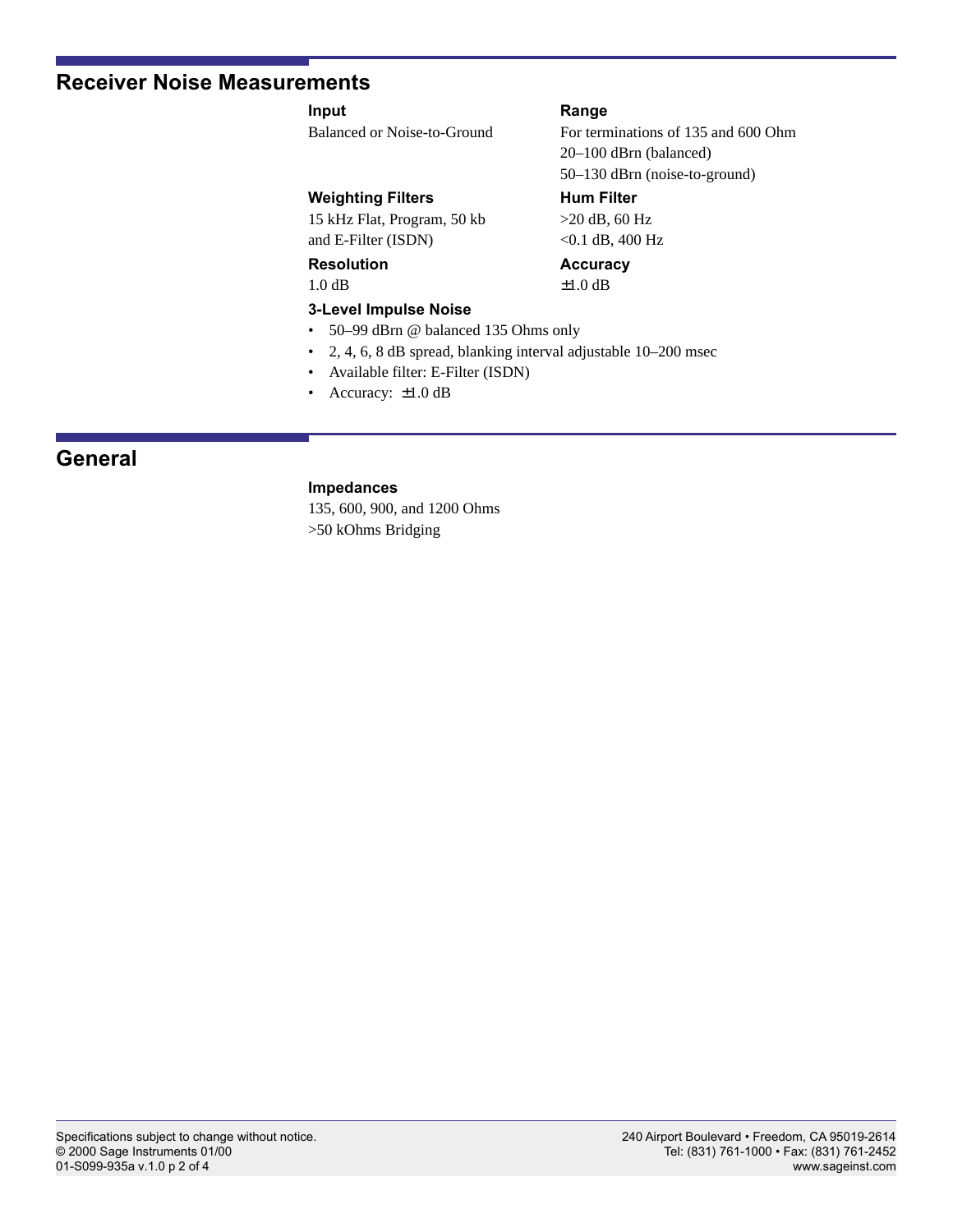## Receiver Noise Measurements

**Input**

Balanced or Noise-to-Ground

**Range**

For terminations of 135 and 600 Ohm
20–100 dBrn (balanced)
50–130 dBrn (noise-to-ground)

**Weighting Filters**

15 kHz Flat, Program, 50 kb and E-Filter (ISDN)

**Hum Filter**

>20 dB, 60 Hz
<0.1 dB, 400 Hz

**Resolution**

1.0 dB

**Accuracy**

±1.0 dB

**3-Level Impulse Noise**

- 50–99 dBrn @ balanced 135 Ohms only
- 2, 4, 6, 8 dB spread, blanking interval adjustable 10–200 msec
- Available filter: E-Filter (ISDN)
- Accuracy: ±1.0 dB

## General

**Impedances**

135, 600, 900, and 1200 Ohms
>50 kOhms Bridging

Specifications subject to change without notice.
© 2000 Sage Instruments 01/00
01-S099-935a v.1.0

240 Airport Boulevard • Freedom, CA 95019-2614
Tel: (831) 761-1000 • Fax: (831) 761-2452
www.sageinst.com